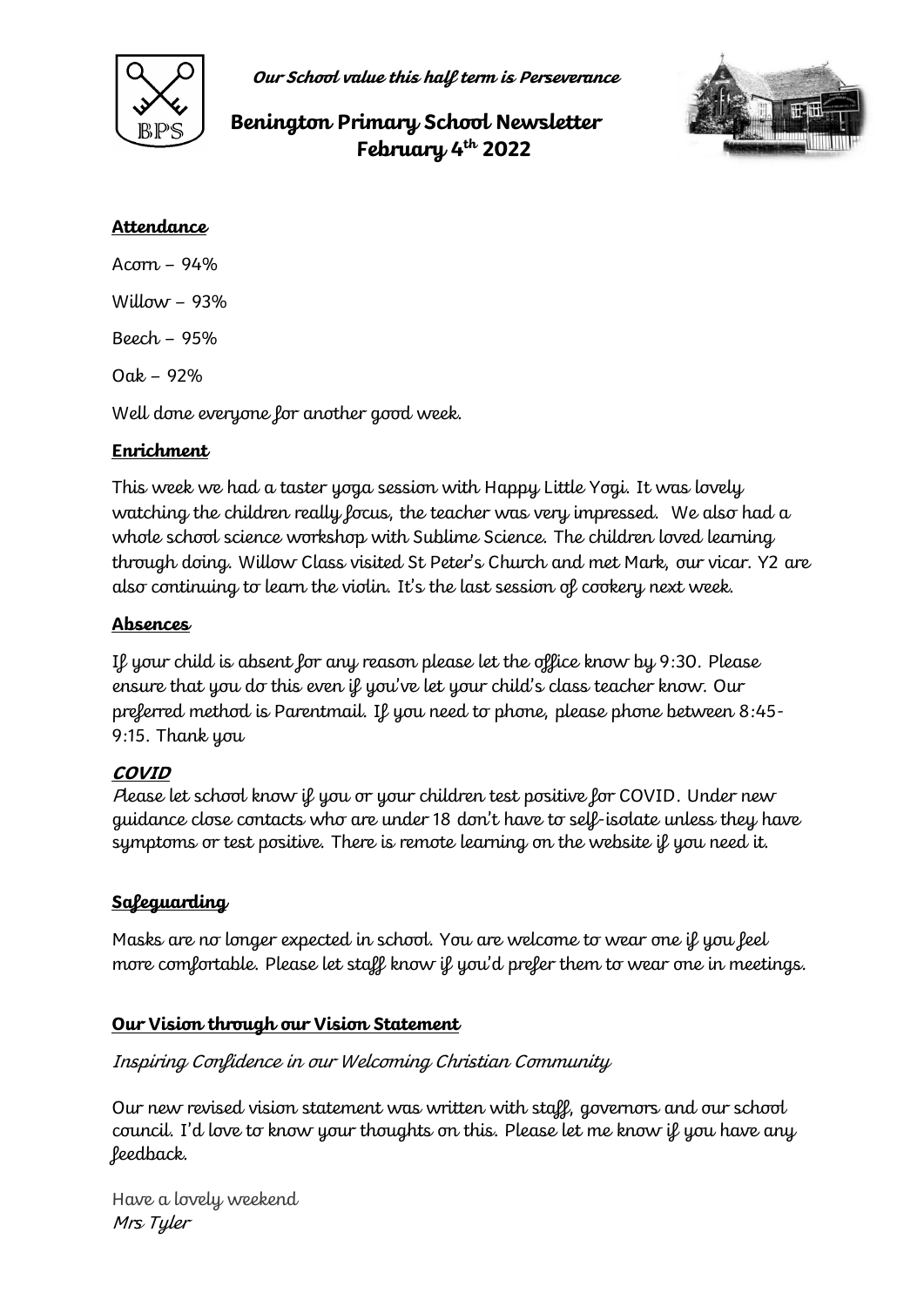*Our School value this half term is Perseverance*

# Benington Primary School Newsletter
## February 4th 2022

**Attendance**

Acorn – 94%

Willow – 93%

Beech – 95%

Oak – 92%

Well done everyone for another good week.

**Enrichment**

This week we had a taster yoga session with Happy Little Yogi. It was lovely watching the children really focus, the teacher was very impressed. We also had a whole school science workshop with Sublime Science. The children loved learning through doing. Willow Class visited St Peter's Church and met Mark, our vicar. Y2 are also continuing to learn the violin. It's the last session of cookery next week.

**Absences**

If your child is absent for any reason please let the office know by 9:30. Please ensure that you do this even if you've let your child's class teacher know. Our preferred method is Parentmail. If you need to phone, please phone between 8:45-9:15. Thank you

***COVID***

Please let school know if you or your children test positive for COVID. Under new guidance close contacts who are under 18 don't have to self-isolate unless they have symptoms or test positive. There is remote learning on the website if you need it.

**Safeguarding**

Masks are no longer expected in school. You are welcome to wear one if you feel more comfortable. Please let staff know if you'd prefer them to wear one in meetings.

**Our Vision through our Vision Statement**

*Inspiring Confidence in our Welcoming Christian Community*

Our new revised vision statement was written with staff, governors and our school council. I'd love to know your thoughts on this. Please let me know if you have any feedback.

Have a lovely weekend
*Mrs Tyler*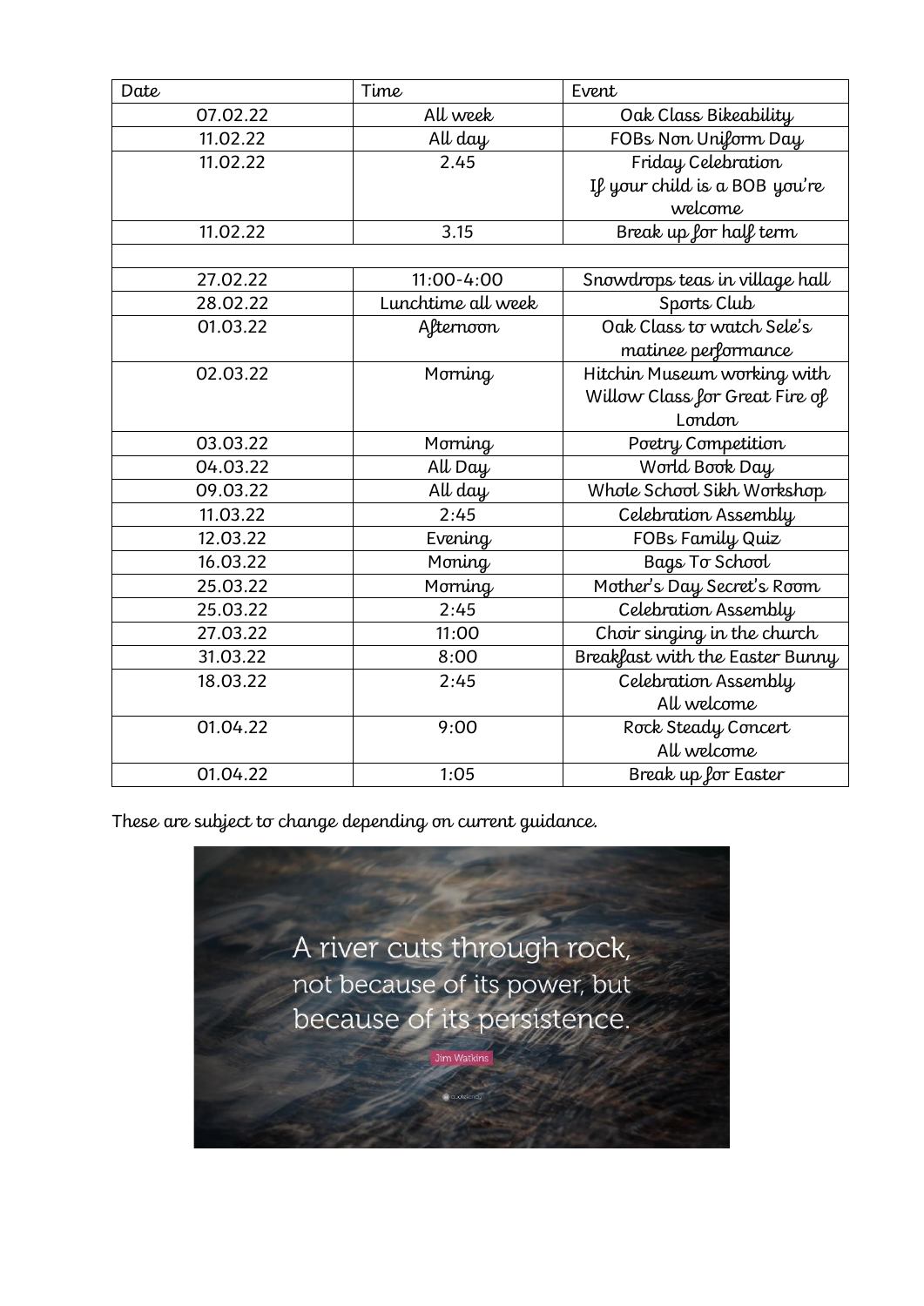| Date | Time | Event |
| --- | --- | --- |
| 07.02.22 | All week | Oak Class Bikeability |
| 11.02.22 | All day | FOBs Non Uniform Day |
| 11.02.22 | 2.45 | Friday Celebration If your child is a BOB you're welcome |
| 11.02.22 | 3.15 | Break up for half term |
| | | |
| 27.02.22 | 11:00-4:00 | Snowdrops teas in village hall |
| 28.02.22 | Lunchtime all week | Sports Club |
| 01.03.22 | Afternoon | Oak Class to watch Sele's matinee performance |
| 02.03.22 | Morning | Hitchin Museum working with Willow Class for Great Fire of London |
| 03.03.22 | Morning | Poetry Competition |
| 04.03.22 | All Day | World Book Day |
| 09.03.22 | All day | Whole School Sikh Workshop |
| 11.03.22 | 2:45 | Celebration Assembly |
| 12.03.22 | Evening | FOBs Family Quiz |
| 16.03.22 | Moning | Bags To School |
| 25.03.22 | Morning | Mother's Day Secret's Room |
| 25.03.22 | 2:45 | Celebration Assembly |
| 27.03.22 | 11:00 | Choir singing in the church |
| 31.03.22 | 8:00 | Breakfast with the Easter Bunny |
| 18.03.22 | 2:45 | Celebration Assembly All welcome |
| 01.04.22 | 9:00 | Rock Steady Concert All welcome |
| 01.04.22 | 1:05 | Break up for Easter |

These are subject to change depending on current guidance.

A river cuts through rock, not because of its power, but because of its persistence.

Jim Watkins